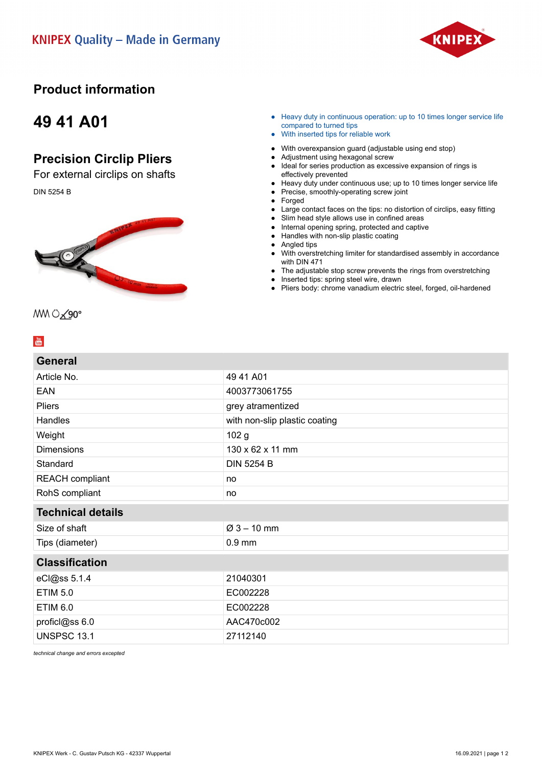KNIPEX Quality – Made in Germany

# Product information

## 49 41 A01

## Precision Circlip Pliers

For external circlips on shafts

DIN 5254 B

- Heavy duty in continuous operation: up to 10 times longer service life compared to turned tips
- With inserted tips for reliable work

- With overexpansion guard (adjustable using end stop)
- Adjustment using hexagonal screw
- Ideal for series production as excessive expansion of rings is effectively prevented
- Heavy duty under continuous use; up to 10 times longer service life
- Precise, smoothly-operating screw joint
- Forged
- Large contact faces on the tips: no distortion of circlips, easy fitting
- Slim head style allows use in confined areas
- Internal opening spring, protected and captive
- Handles with non-slip plastic coating
- Angled tips
- With overstretching limiter for standardised assembly in accordance with DIN 471
- The adjustable stop screw prevents the rings from overstretching
- Inserted tips: spring steel wire, drawn
- Pliers body: chrome vanadium electric steel, forged, oil-hardened

90°

| General | |
|---|---|
| Article No. | 49 41 A01 |
| EAN | 4003773061755 |
| Pliers | grey atramentized |
| Handles | with non-slip plastic coating |
| Weight | 102 g |
| Dimensions | 130 x 62 x 11 mm |
| Standard | DIN 5254 B |
| REACH compliant | no |
| RoHS compliant | no |

| Technical details | |
|---|---|
| Size of shaft | Ø 3 – 10 mm |
| Tips (diameter) | 0.9 mm |

| Classification | |
|---|---|
| eCl@ss 5.1.4 | 21040301 |
| ETIM 5.0 | EC002228 |
| ETIM 6.0 | EC002228 |
| proficl@ss 6.0 | AAC470c002 |
| UNSPSC 13.1 | 27112140 |

*technical change and errors excepted*

KNIPEX Werk - C. Gustav Putsch KG - 42337 Wuppertal

16.09.2021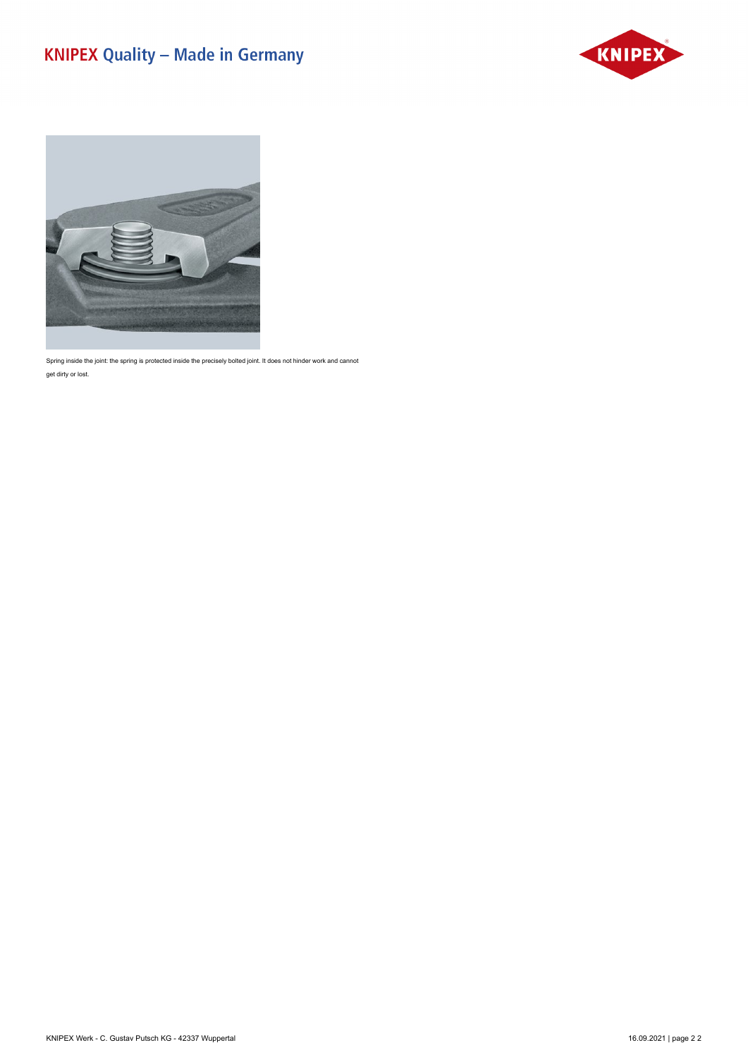Spring inside the joint: the spring is protected inside the precisely bolted joint. It does not hinder work and cannot get dirty or lost.